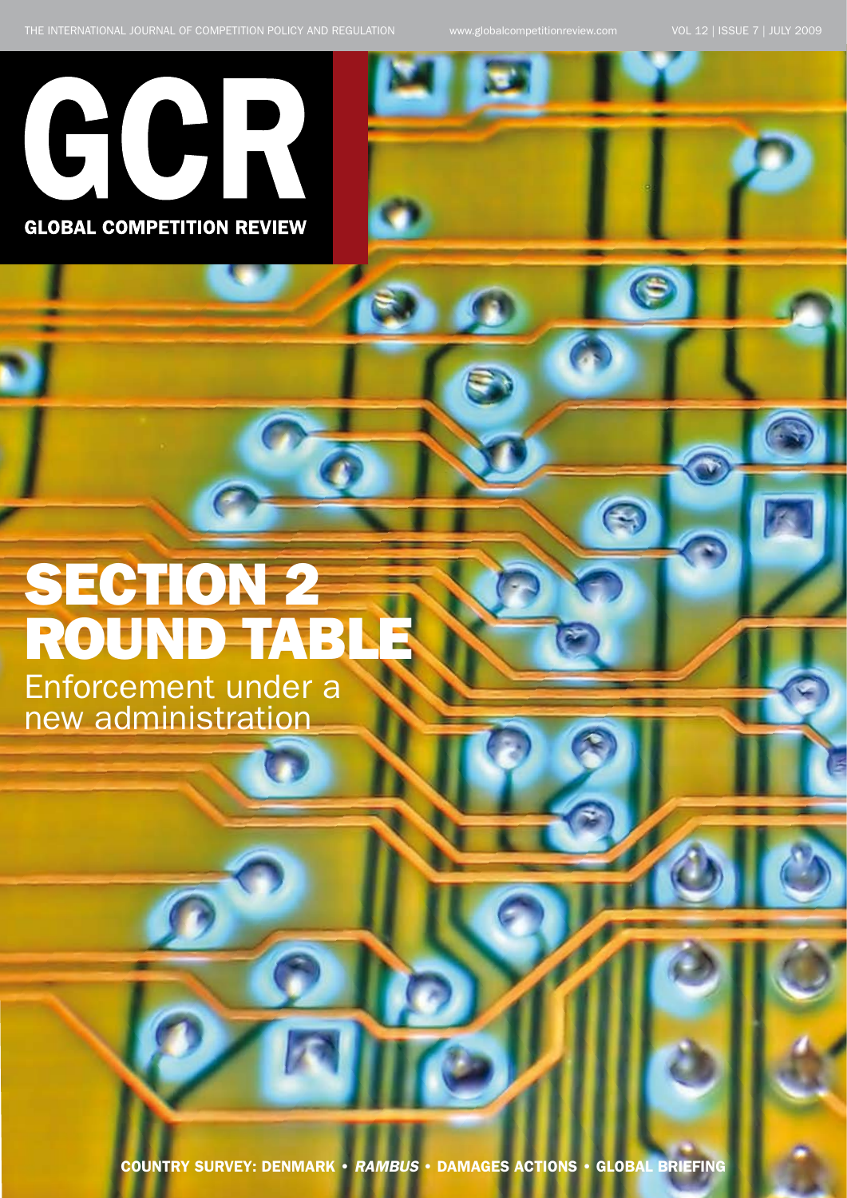THE INTERNATIONAL JOURNAL OF COMPETITION POLICY AND REGULATION

www.globalcompetitionreview.com

VOL 12 | ISSUE 7 | JULY 2009

# GCR

**GLOBAL COMPETITION REVIEW**

# SECTION 2 ROUND TABLE

## Enforcement under a new administration

**COUNTRY SURVEY: DENMARK • *RAMBUS* • DAMAGES ACTIONS • GLOBAL BRIEFING**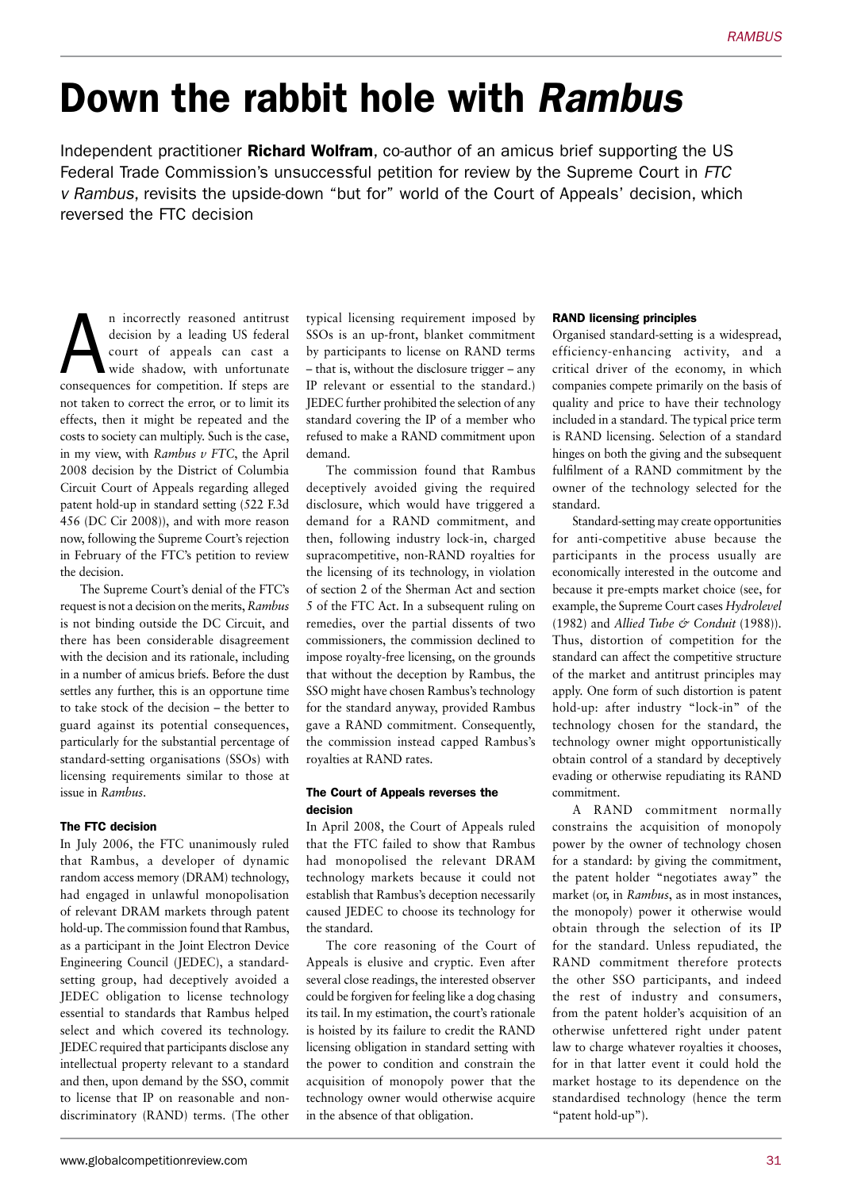# Down the rabbit hole with *Rambus*

Independent practitioner **Richard Wolfram**, co-author of an amicus brief supporting the US Federal Trade Commission's unsuccessful petition for review by the Supreme Court in *FTC v Rambus*, revisits the upside-down "but for" world of the Court of Appeals' decision, which reversed the FTC decision

An incorrectly reasoned antitrust decision by a leading US federal court of appeals can cast a wide shadow, with unfortunate consequences for competition. If steps are not taken to correct the error, or to limit its effects, then it might be repeated and the costs to society can multiply. Such is the case, in my view, with *Rambus v FTC*, the April 2008 decision by the District of Columbia Circuit Court of Appeals regarding alleged patent hold-up in standard setting (522 F.3d 456 (DC Cir 2008)), and with more reason now, following the Supreme Court's rejection in February of the FTC's petition to review the decision.

The Supreme Court's denial of the FTC's request is not a decision on the merits, *Rambus* is not binding outside the DC Circuit, and there has been considerable disagreement with the decision and its rationale, including in a number of amicus briefs. Before the dust settles any further, this is an opportune time to take stock of the decision – the better to guard against its potential consequences, particularly for the substantial percentage of standard-setting organisations (SSOs) with licensing requirements similar to those at issue in *Rambus*.

### The FTC decision

In July 2006, the FTC unanimously ruled that Rambus, a developer of dynamic random access memory (DRAM) technology, had engaged in unlawful monopolisation of relevant DRAM markets through patent hold-up. The commission found that Rambus, as a participant in the Joint Electron Device Engineering Council (JEDEC), a standard-setting group, had deceptively avoided a JEDEC obligation to license technology essential to standards that Rambus helped select and which covered its technology. JEDEC required that participants disclose any intellectual property relevant to a standard and then, upon demand by the SSO, commit to license that IP on reasonable and non-discriminatory (RAND) terms. (The other typical licensing requirement imposed by SSOs is an up-front, blanket commitment by participants to license on RAND terms – that is, without the disclosure trigger – any IP relevant or essential to the standard.) JEDEC further prohibited the selection of any standard covering the IP of a member who refused to make a RAND commitment upon demand.

The commission found that Rambus deceptively avoided giving the required disclosure, which would have triggered a demand for a RAND commitment, and then, following industry lock-in, charged supracompetitive, non-RAND royalties for the licensing of its technology, in violation of section 2 of the Sherman Act and section 5 of the FTC Act. In a subsequent ruling on remedies, over the partial dissents of two commissioners, the commission declined to impose royalty-free licensing, on the grounds that without the deception by Rambus, the SSO might have chosen Rambus's technology for the standard anyway, provided Rambus gave a RAND commitment. Consequently, the commission instead capped Rambus's royalties at RAND rates.

### The Court of Appeals reverses the decision

In April 2008, the Court of Appeals ruled that the FTC failed to show that Rambus had monopolised the relevant DRAM technology markets because it could not establish that Rambus's deception necessarily caused JEDEC to choose its technology for the standard.

The core reasoning of the Court of Appeals is elusive and cryptic. Even after several close readings, the interested observer could be forgiven for feeling like a dog chasing its tail. In my estimation, the court's rationale is hoisted by its failure to credit the RAND licensing obligation in standard setting with the power to condition and constrain the acquisition of monopoly power that the technology owner would otherwise acquire in the absence of that obligation.

### RAND licensing principles

Organised standard-setting is a widespread, efficiency-enhancing activity, and a critical driver of the economy, in which companies compete primarily on the basis of quality and price to have their technology included in a standard. The typical price term is RAND licensing. Selection of a standard hinges on both the giving and the subsequent fulfilment of a RAND commitment by the owner of the technology selected for the standard.

Standard-setting may create opportunities for anti-competitive abuse because the participants in the process usually are economically interested in the outcome and because it pre-empts market choice (see, for example, the Supreme Court cases *Hydrolevel* (1982) and *Allied Tube & Conduit* (1988)). Thus, distortion of competition for the standard can affect the competitive structure of the market and antitrust principles may apply. One form of such distortion is patent hold-up: after industry "lock-in" of the technology chosen for the standard, the technology owner might opportunistically obtain control of a standard by deceptively evading or otherwise repudiating its RAND commitment.

A RAND commitment normally constrains the acquisition of monopoly power by the owner of technology chosen for a standard: by giving the commitment, the patent holder "negotiates away" the market (or, in *Rambus*, as in most instances, the monopoly) power it otherwise would obtain through the selection of its IP for the standard. Unless repudiated, the RAND commitment therefore protects the other SSO participants, and indeed the rest of industry and consumers, from the patent holder's acquisition of an otherwise unfettered right under patent law to charge whatever royalties it chooses, for in that latter event it could hold the market hostage to its dependence on the standardised technology (hence the term "patent hold-up").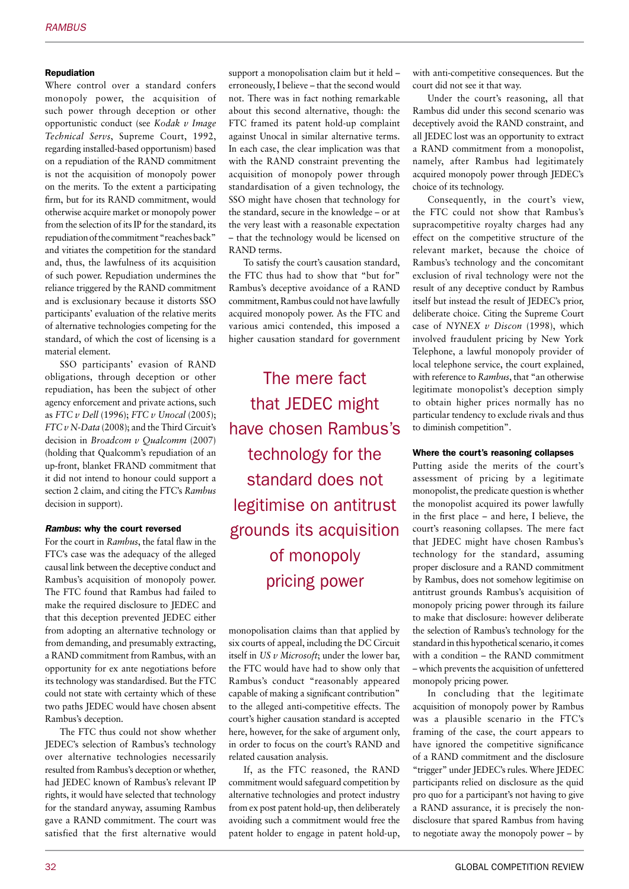### Repudiation

Where control over a standard confers monopoly power, the acquisition of such power through deception or other opportunistic conduct (see *Kodak v Image Technical Servs*, Supreme Court, 1992, regarding installed-based opportunism) based on a repudiation of the RAND commitment is not the acquisition of monopoly power on the merits. To the extent a participating firm, but for its RAND commitment, would otherwise acquire market or monopoly power from the selection of its IP for the standard, its repudiation of the commitment "reaches back" and vitiates the competition for the standard and, thus, the lawfulness of its acquisition of such power. Repudiation undermines the reliance triggered by the RAND commitment and is exclusionary because it distorts SSO participants' evaluation of the relative merits of alternative technologies competing for the standard, of which the cost of licensing is a material element.

SSO participants' evasion of RAND obligations, through deception or other repudiation, has been the subject of other agency enforcement and private actions, such as *FTC v Dell* (1996); *FTC v Unocal* (2005); *FTC v N-Data* (2008); and the Third Circuit's decision in *Broadcom v Qualcomm* (2007) (holding that Qualcomm's repudiation of an up-front, blanket FRAND commitment that it did not intend to honour could support a section 2 claim, and citing the FTC's *Rambus* decision in support).

### *Rambus*: why the court reversed

For the court in *Rambus*, the fatal flaw in the FTC's case was the adequacy of the alleged causal link between the deceptive conduct and Rambus's acquisition of monopoly power. The FTC found that Rambus had failed to make the required disclosure to JEDEC and that this deception prevented JEDEC either from adopting an alternative technology or from demanding, and presumably extracting, a RAND commitment from Rambus, with an opportunity for ex ante negotiations before its technology was standardised. But the FTC could not state with certainty which of these two paths JEDEC would have chosen absent Rambus's deception.

The FTC thus could not show whether JEDEC's selection of Rambus's technology over alternative technologies necessarily resulted from Rambus's deception or whether, had JEDEC known of Rambus's relevant IP rights, it would have selected that technology for the standard anyway, assuming Rambus gave a RAND commitment. The court was satisfied that the first alternative would support a monopolisation claim but it held – erroneously, I believe – that the second would not. There was in fact nothing remarkable about this second alternative, though: the FTC framed its patent hold-up complaint against Unocal in similar alternative terms. In each case, the clear implication was that with the RAND constraint preventing the acquisition of monopoly power through standardisation of a given technology, the SSO might have chosen that technology for the standard, secure in the knowledge – or at the very least with a reasonable expectation – that the technology would be licensed on RAND terms.

To satisfy the court's causation standard, the FTC thus had to show that "but for" Rambus's deceptive avoidance of a RAND commitment, Rambus could not have lawfully acquired monopoly power. As the FTC and various amici contended, this imposed a higher causation standard for government monopolisation claims than that applied by six courts of appeal, including the DC Circuit itself in *US v Microsoft*; under the lower bar, the FTC would have had to show only that Rambus's conduct "reasonably appeared capable of making a significant contribution" to the alleged anti-competitive effects. The court's higher causation standard is accepted here, however, for the sake of argument only, in order to focus on the court's RAND and related causation analysis.

If, as the FTC reasoned, the RAND commitment would safeguard competition by alternative technologies and protect industry from ex post patent hold-up, then deliberately avoiding such a commitment would free the patent holder to engage in patent hold-up, with anti-competitive consequences. But the court did not see it that way.

Under the court's reasoning, all that Rambus did under this second scenario was deceptively avoid the RAND constraint, and all JEDEC lost was an opportunity to extract a RAND commitment from a monopolist, namely, after Rambus had legitimately acquired monopoly power through JEDEC's choice of its technology.

Consequently, in the court's view, the FTC could not show that Rambus's supracompetitive royalty charges had any effect on the competitive structure of the relevant market, because the choice of Rambus's technology and the concomitant exclusion of rival technology were not the result of any deceptive conduct by Rambus itself but instead the result of JEDEC's prior, deliberate choice. Citing the Supreme Court case of *NYNEX v Discon* (1998), which involved fraudulent pricing by New York Telephone, a lawful monopoly provider of local telephone service, the court explained, with reference to *Rambus*, that "an otherwise legitimate monopolist's deception simply to obtain higher prices normally has no particular tendency to exclude rivals and thus to diminish competition".

> The mere fact that JEDEC might have chosen Rambus's technology for the standard does not legitimise on antitrust grounds its acquisition of monopoly pricing power

### Where the court's reasoning collapses

Putting aside the merits of the court's assessment of pricing by a legitimate monopolist, the predicate question is whether the monopolist acquired its power lawfully in the first place – and here, I believe, the court's reasoning collapses. The mere fact that JEDEC might have chosen Rambus's technology for the standard, assuming proper disclosure and a RAND commitment by Rambus, does not somehow legitimise on antitrust grounds Rambus's acquisition of monopoly pricing power through its failure to make that disclosure: however deliberate the selection of Rambus's technology for the standard in this hypothetical scenario, it comes with a condition – the RAND commitment – which prevents the acquisition of unfettered monopoly pricing power.

In concluding that the legitimate acquisition of monopoly power by Rambus was a plausible scenario in the FTC's framing of the case, the court appears to have ignored the competitive significance of a RAND commitment and the disclosure "trigger" under JEDEC's rules. Where JEDEC participants relied on disclosure as the quid pro quo for a participant's not having to give a RAND assurance, it is precisely the non-disclosure that spared Rambus from having to negotiate away the monopoly power – by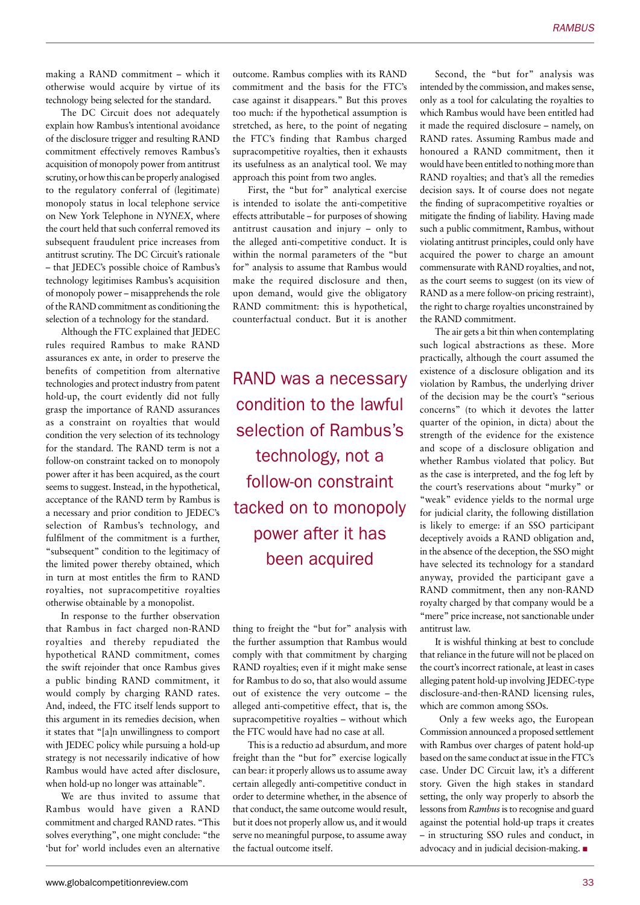making a RAND commitment – which it otherwise would acquire by virtue of its technology being selected for the standard.

The DC Circuit does not adequately explain how Rambus's intentional avoidance of the disclosure trigger and resulting RAND commitment effectively removes Rambus's acquisition of monopoly power from antitrust scrutiny, or how this can be properly analogised to the regulatory conferral of (legitimate) monopoly status in local telephone service on New York Telephone in *NYNEX*, where the court held that such conferral removed its subsequent fraudulent price increases from antitrust scrutiny. The DC Circuit's rationale – that JEDEC's possible choice of Rambus's technology legitimises Rambus's acquisition of monopoly power – misapprehends the role of the RAND commitment as conditioning the selection of a technology for the standard.

Although the FTC explained that JEDEC rules required Rambus to make RAND assurances ex ante, in order to preserve the benefits of competition from alternative technologies and protect industry from patent hold-up, the court evidently did not fully grasp the importance of RAND assurances as a constraint on royalties that would condition the very selection of its technology for the standard. The RAND term is not a follow-on constraint tacked on to monopoly power after it has been acquired, as the court seems to suggest. Instead, in the hypothetical, acceptance of the RAND term by Rambus is a necessary and prior condition to JEDEC's selection of Rambus's technology, and fulfilment of the commitment is a further, "subsequent" condition to the legitimacy of the limited power thereby obtained, which in turn at most entitles the firm to RAND royalties, not supracompetitive royalties otherwise obtainable by a monopolist.

In response to the further observation that Rambus in fact charged non-RAND royalties and thereby repudiated the hypothetical RAND commitment, comes the swift rejoinder that once Rambus gives a public binding RAND commitment, it would comply by charging RAND rates. And, indeed, the FTC itself lends support to this argument in its remedies decision, when it states that "[a]n unwillingness to comport with JEDEC policy while pursuing a hold-up strategy is not necessarily indicative of how Rambus would have acted after disclosure, when hold-up no longer was attainable".

We are thus invited to assume that Rambus would have given a RAND commitment and charged RAND rates. "This solves everything", one might conclude: "the 'but for' world includes even an alternative outcome. Rambus complies with its RAND commitment and the basis for the FTC's case against it disappears." But this proves too much: if the hypothetical assumption is stretched, as here, to the point of negating the FTC's finding that Rambus charged supracompetitive royalties, then it exhausts its usefulness as an analytical tool. We may approach this point from two angles.

First, the "but for" analytical exercise is intended to isolate the anti-competitive effects attributable – for purposes of showing antitrust causation and injury – only to the alleged anti-competitive conduct. It is within the normal parameters of the "but for" analysis to assume that Rambus would make the required disclosure and then, upon demand, would give the obligatory RAND commitment: this is hypothetical, counterfactual conduct. But it is another thing to freight the "but for" analysis with the further assumption that Rambus would comply with that commitment by charging RAND royalties; even if it might make sense for Rambus to do so, that also would assume out of existence the very outcome – the alleged anti-competitive effect, that is, the supracompetitive royalties – without which the FTC would have had no case at all.

> RAND was a necessary condition to the lawful selection of Rambus's technology, not a follow-on constraint tacked on to monopoly power after it has been acquired

This is a reductio ad absurdum, and more freight than the "but for" exercise logically can bear: it properly allows us to assume away certain allegedly anti-competitive conduct in order to determine whether, in the absence of that conduct, the same outcome would result, but it does not properly allow us, and it would serve no meaningful purpose, to assume away the factual outcome itself.

Second, the "but for" analysis was intended by the commission, and makes sense, only as a tool for calculating the royalties to which Rambus would have been entitled had it made the required disclosure – namely, on RAND rates. Assuming Rambus made and honoured a RAND commitment, then it would have been entitled to nothing more than RAND royalties; and that's all the remedies decision says. It of course does not negate the finding of supracompetitive royalties or mitigate the finding of liability. Having made such a public commitment, Rambus, without violating antitrust principles, could only have acquired the power to charge an amount commensurate with RAND royalties, and not, as the court seems to suggest (on its view of RAND as a mere follow-on pricing restraint), the right to charge royalties unconstrained by the RAND commitment.

The air gets a bit thin when contemplating such logical abstractions as these. More practically, although the court assumed the existence of a disclosure obligation and its violation by Rambus, the underlying driver of the decision may be the court's "serious concerns" (to which it devotes the latter quarter of the opinion, in dicta) about the strength of the evidence for the existence and scope of a disclosure obligation and whether Rambus violated that policy. But as the case is interpreted, and the fog left by the court's reservations about "murky" or "weak" evidence yields to the normal urge for judicial clarity, the following distillation is likely to emerge: if an SSO participant deceptively avoids a RAND obligation and, in the absence of the deception, the SSO might have selected its technology for a standard anyway, provided the participant gave a RAND commitment, then any non-RAND royalty charged by that company would be a "mere" price increase, not sanctionable under antitrust law.

It is wishful thinking at best to conclude that reliance in the future will not be placed on the court's incorrect rationale, at least in cases alleging patent hold-up involving JEDEC-type disclosure-and-then-RAND licensing rules, which are common among SSOs.

Only a few weeks ago, the European Commission announced a proposed settlement with Rambus over charges of patent hold-up based on the same conduct at issue in the FTC's case. Under DC Circuit law, it's a different story. Given the high stakes in standard setting, the only way properly to absorb the lessons from *Rambus* is to recognise and guard against the potential hold-up traps it creates – in structuring SSO rules and conduct, in advocacy and in judicial decision-making. ■